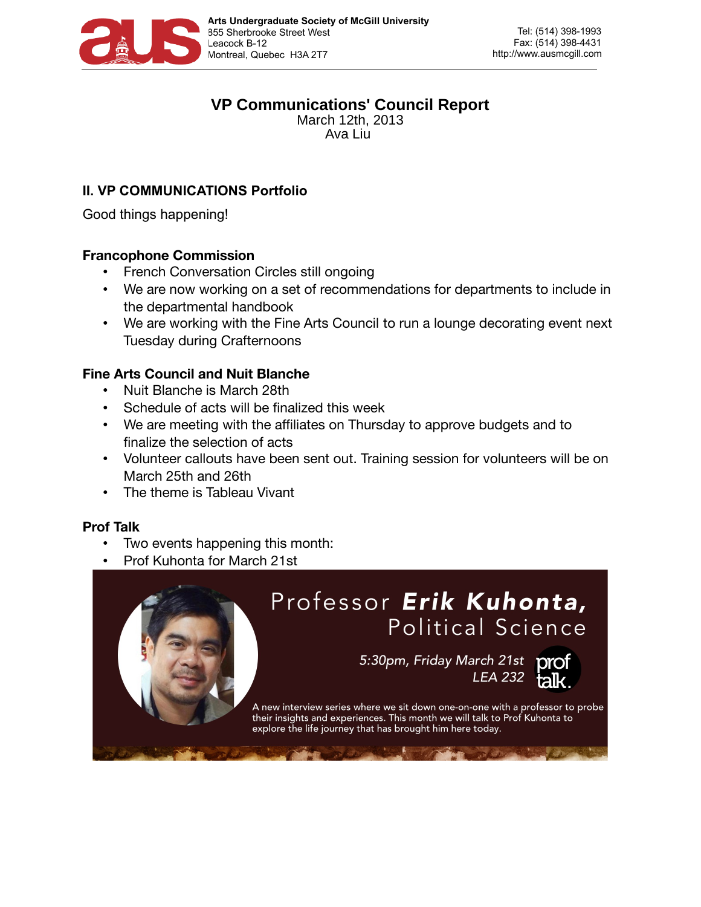**Arts Undergraduate Society of McGill University**
855 Sherbrooke Street West
Leacock B-12
Montreal, Quebec H3A 2T7

Tel: (514) 398-1993
Fax: (514) 398-4431
http://www.ausmcgill.com

# VP Communications' Council Report

March 12th, 2013
Ava Liu

## II. VP COMMUNICATIONS Portfolio

Good things happening!

### Francophone Commission

- French Conversation Circles still ongoing
- We are now working on a set of recommendations for departments to include in the departmental handbook
- We are working with the Fine Arts Council to run a lounge decorating event next Tuesday during Crafternoons

### Fine Arts Council and Nuit Blanche

- Nuit Blanche is March 28th
- Schedule of acts will be finalized this week
- We are meeting with the affiliates on Thursday to approve budgets and to finalize the selection of acts
- Volunteer callouts have been sent out. Training session for volunteers will be on March 25th and 26th
- The theme is Tableau Vivant

### Prof Talk

- Two events happening this month:
- Prof Kuhonta for March 21st

Professor **Erik Kuhonta,**
Political Science

*5:30pm, Friday March 21st*
*LEA 232*

prof talk.

A new interview series where we sit down one-on-one with a professor to probe their insights and experiences. This month we will talk to Prof Kuhonta to explore the life journey that has brought him here today.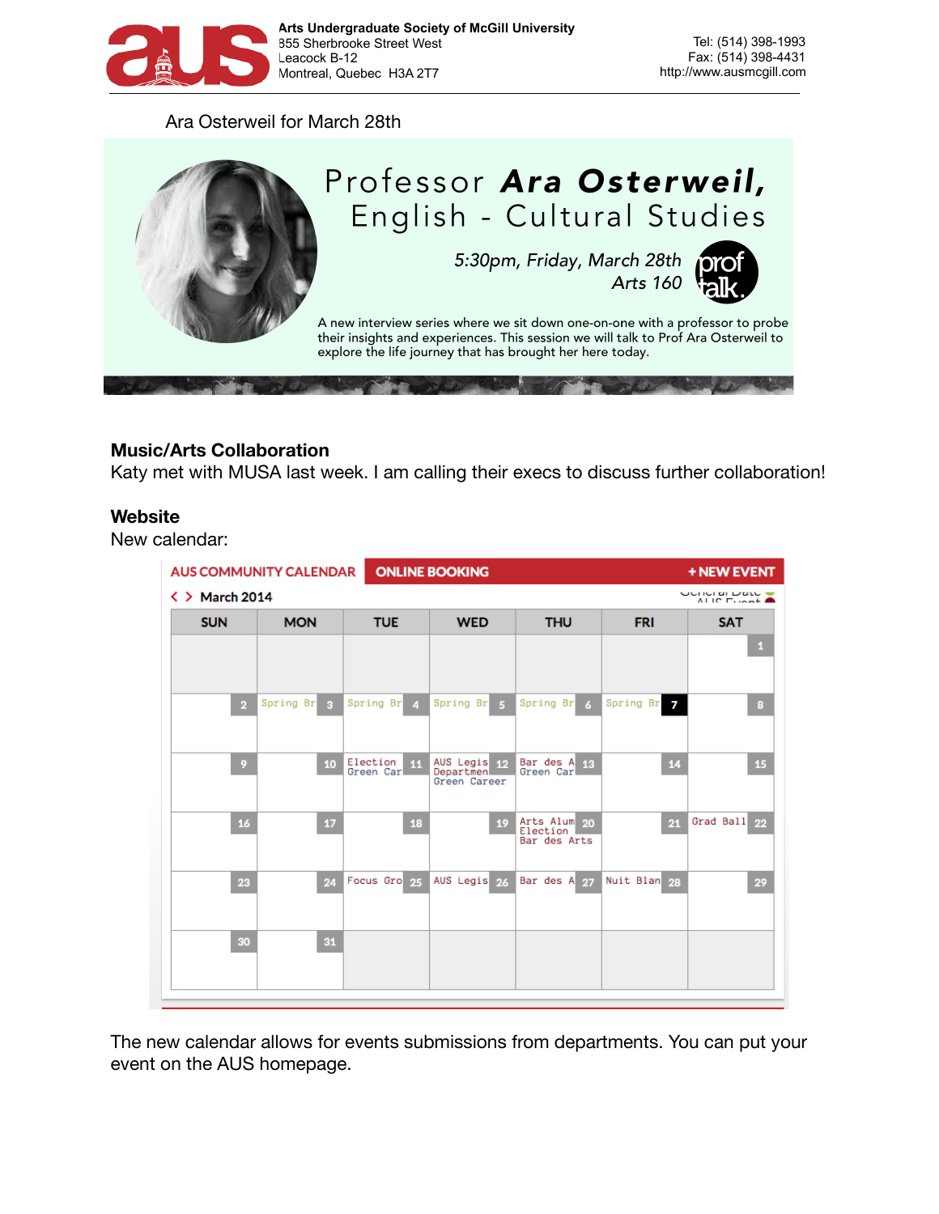Arts Undergraduate Society of McGill University
855 Sherbrooke Street West
Leacock B-12
Montreal, Quebec H3A 2T7

Tel: (514) 398-1993
Fax: (514) 398-4431
http://www.ausmcgill.com

Ara Osterweil for March 28th

Professor ***Ara Osterweil,***
English - Cultural Studies

*5:30pm, Friday, March 28th*
*Arts 160*

prof talk.

A new interview series where we sit down one-on-one with a professor to probe their insights and experiences. This session we will talk to Prof Ara Osterweil to explore the life journey that has brought her here today.

**Music/Arts Collaboration**
Katy met with MUSA last week. I am calling their execs to discuss further collaboration!

**Website**
New calendar:

AUS COMMUNITY CALENDAR | ONLINE BOOKING | + NEW EVENT

March 2014

| SUN | MON | TUE | WED | THU | FRI | SAT |
| --- | --- | --- | --- | --- | --- | --- |
| | | | | | | 1 |
| 2 | 3 Spring Br | 4 Spring Br | 5 Spring Br | 6 Spring Br | 7 Spring Br | 8 |
| 9 | 10 | 11 Election, Green Car | 12 AUS Legis, Departmen, Green Career | 13 Bar des A, Green Car | 14 | 15 |
| 16 | 17 | 18 | 19 | 20 Arts Alum, Election, Bar des Arts | 21 | 22 Grad Ball |
| 23 | 24 | 25 Focus Gro | 26 AUS Legis | 27 Bar des A | 28 Nuit Blan | 29 |
| 30 | 31 | | | | | |

The new calendar allows for events submissions from departments. You can put your event on the AUS homepage.